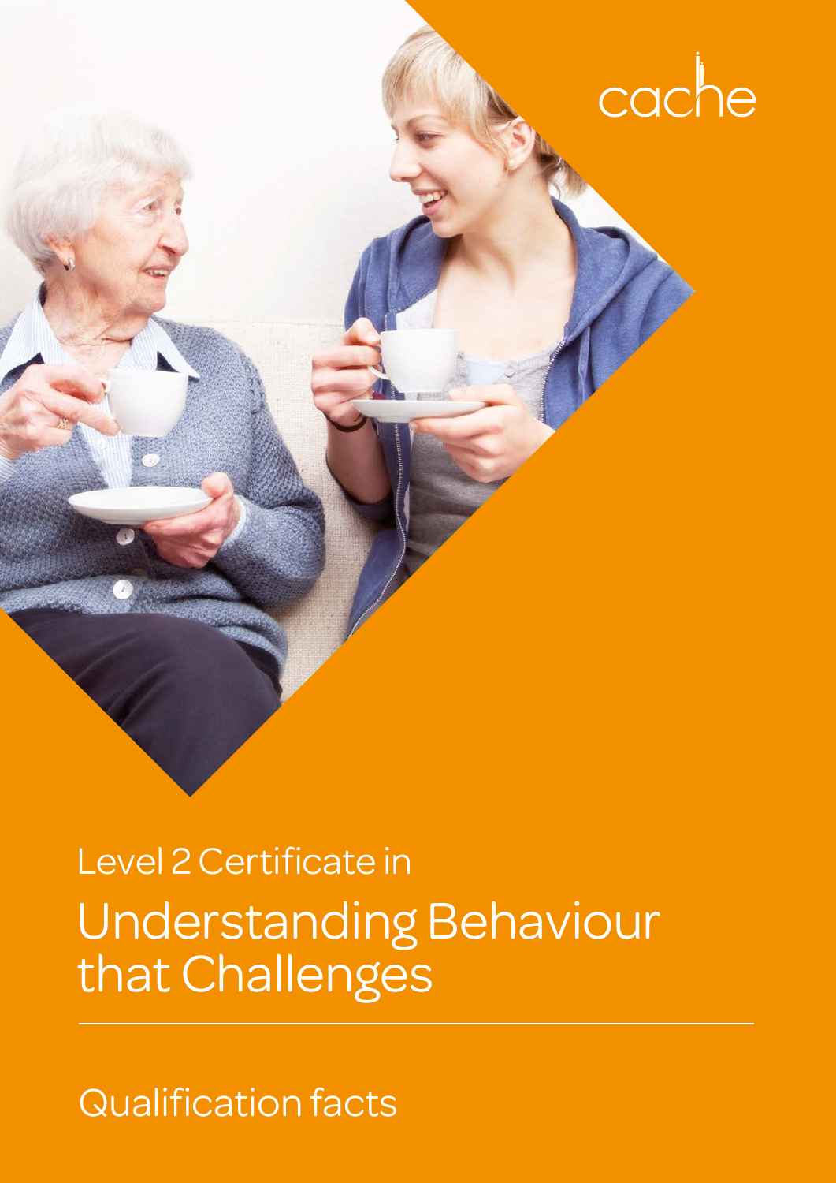cache

Level 2 Certificate in

# Understanding Behaviour that Challenges

Qualification facts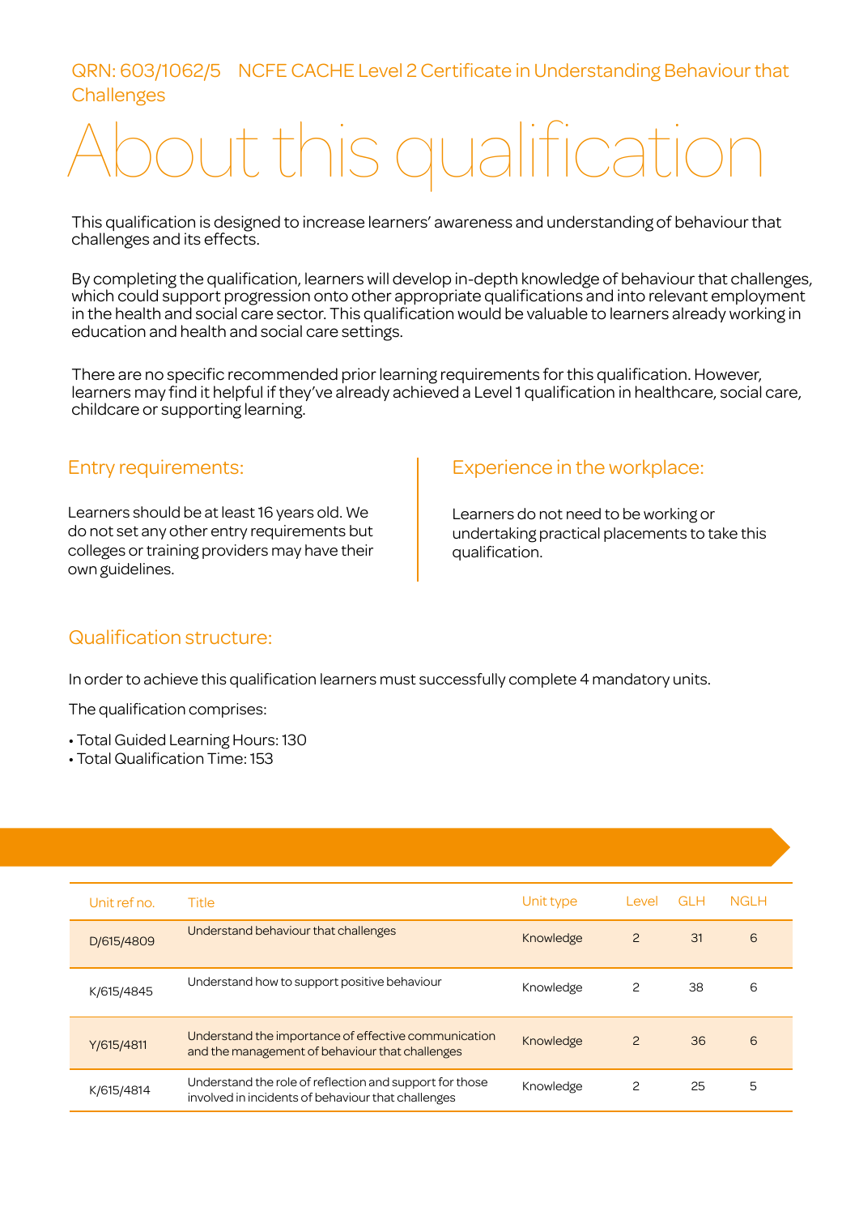QRN: 603/1062/5 NCFE CACHE Level 2 Certificate in Understanding Behaviour that Challenges

# About this qualification

This qualification is designed to increase learners' awareness and understanding of behaviour that challenges and its effects.

By completing the qualification, learners will develop in-depth knowledge of behaviour that challenges, which could support progression onto other appropriate qualifications and into relevant employment in the health and social care sector. This qualification would be valuable to learners already working in education and health and social care settings.

There are no specific recommended prior learning requirements for this qualification. However, learners may find it helpful if they've already achieved a Level 1 qualification in healthcare, social care, childcare or supporting learning.

## Entry requirements:

Learners should be at least 16 years old. We do not set any other entry requirements but colleges or training providers may have their own guidelines.

## Experience in the workplace:

Learners do not need to be working or undertaking practical placements to take this qualification.

## Qualification structure:

In order to achieve this qualification learners must successfully complete 4 mandatory units.

The qualification comprises:

- Total Guided Learning Hours: 130
- Total Qualification Time: 153

| Unit ref no. | Title | Unit type | Level | GLH | NGLH |
|---|---|---|---|---|---|
| D/615/4809 | Understand behaviour that challenges | Knowledge | 2 | 31 | 6 |
| K/615/4845 | Understand how to support positive behaviour | Knowledge | 2 | 38 | 6 |
| Y/615/4811 | Understand the importance of effective communication and the management of behaviour that challenges | Knowledge | 2 | 36 | 6 |
| K/615/4814 | Understand the role of reflection and support for those involved in incidents of behaviour that challenges | Knowledge | 2 | 25 | 5 |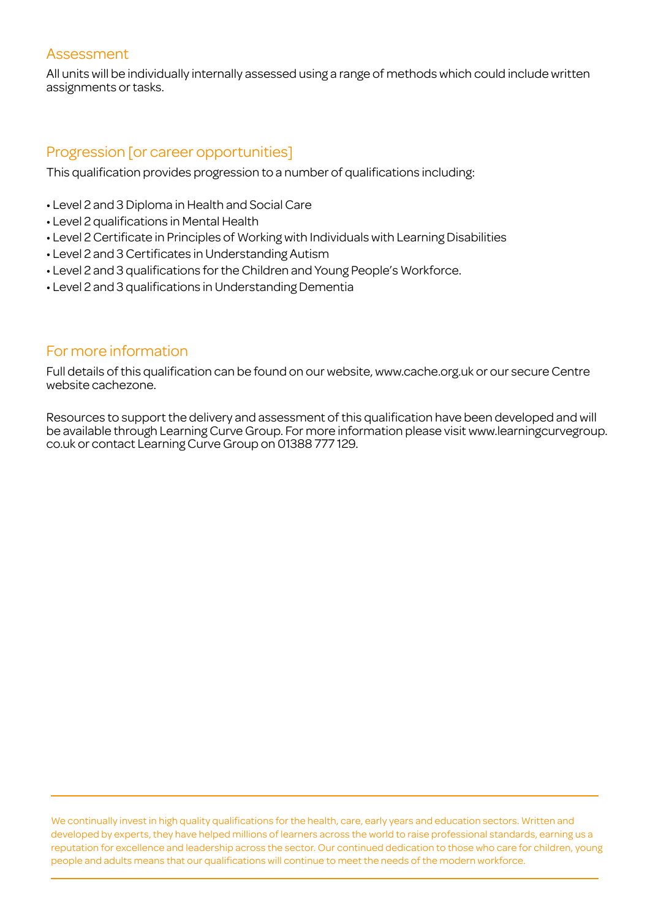## Assessment

All units will be individually internally assessed using a range of methods which could include written assignments or tasks.

## Progression [or career opportunities]

This qualification provides progression to a number of qualifications including:

- Level 2 and 3 Diploma in Health and Social Care
- Level 2 qualifications in Mental Health
- Level 2 Certificate in Principles of Working with Individuals with Learning Disabilities
- Level 2 and 3 Certificates in Understanding Autism
- Level 2 and 3 qualifications for the Children and Young People's Workforce.
- Level 2 and 3 qualifications in Understanding Dementia

## For more information

Full details of this qualification can be found on our website, www.cache.org.uk or our secure Centre website cachezone.

Resources to support the delivery and assessment of this qualification have been developed and will be available through Learning Curve Group. For more information please visit www.learningcurvegroup.co.uk or contact Learning Curve Group on 01388 777 129.

We continually invest in high quality qualifications for the health, care, early years and education sectors. Written and developed by experts, they have helped millions of learners across the world to raise professional standards, earning us a reputation for excellence and leadership across the sector. Our continued dedication to those who care for children, young people and adults means that our qualifications will continue to meet the needs of the modern workforce.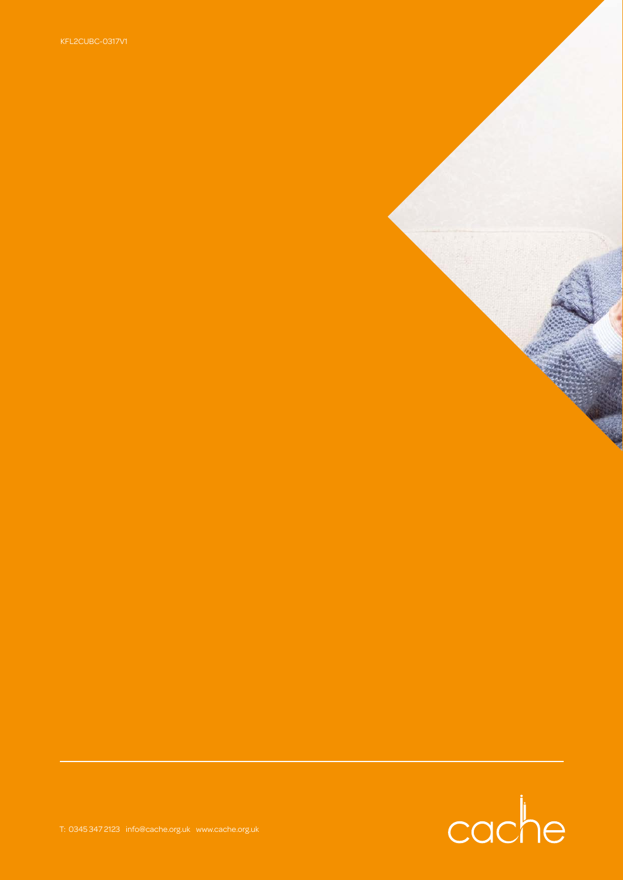KFL2CUBC-0317V1

T: 0345 347 2123 info@cache.org.uk www.cache.org.uk

cache